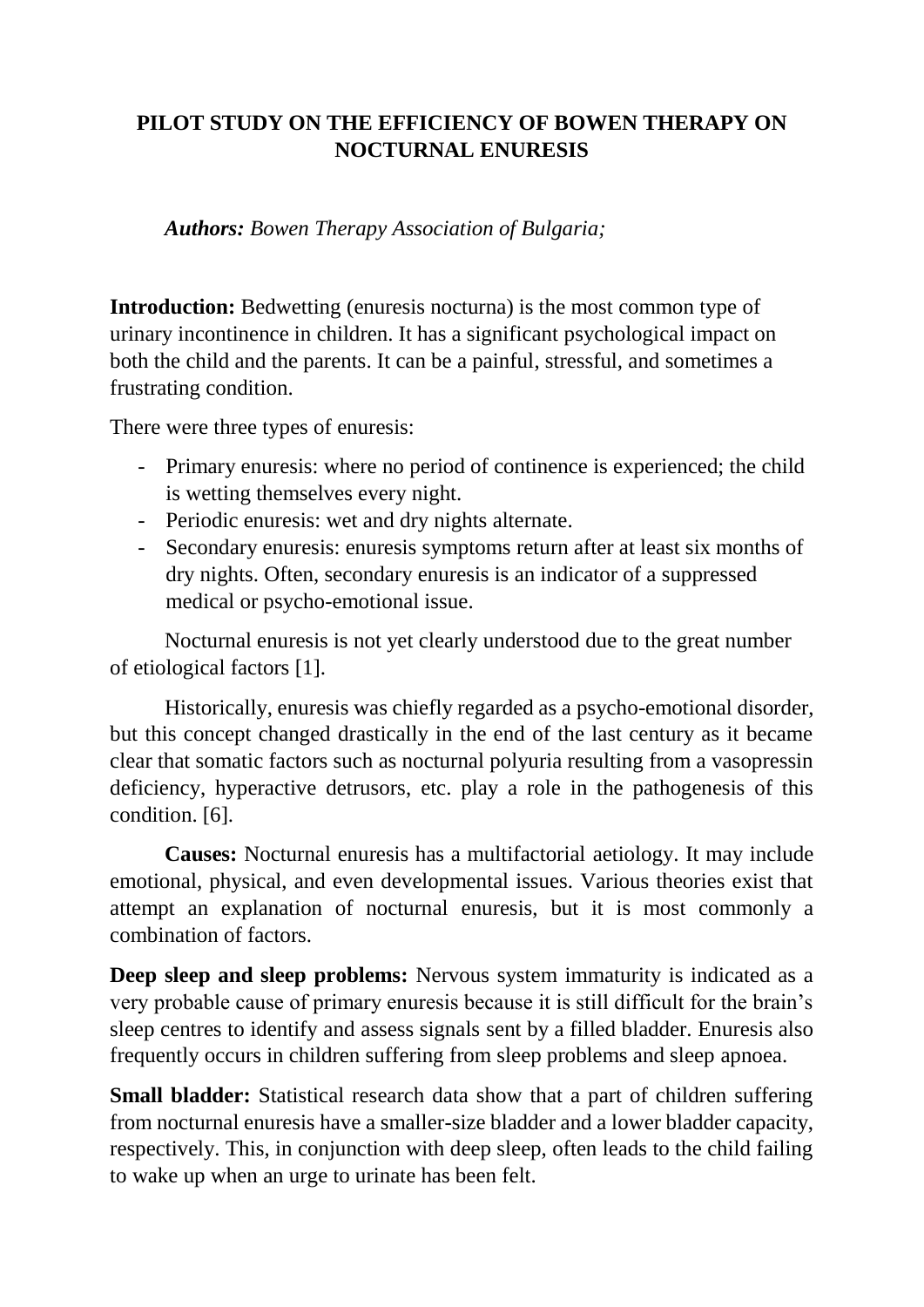# PILOT STUDY ON THE EFFICIENCY OF BOWEN THERAPY ON NOCTURNAL ENURESIS

***Authors:*** *Bowen Therapy Association of Bulgaria;*

**Introduction:** Bedwetting (enuresis nocturna) is the most common type of urinary incontinence in children. It has a significant psychological impact on both the child and the parents. It can be a painful, stressful, and sometimes a frustrating condition.

There were three types of enuresis:

- Primary enuresis: where no period of continence is experienced; the child is wetting themselves every night.
- Periodic enuresis: wet and dry nights alternate.
- Secondary enuresis: enuresis symptoms return after at least six months of dry nights. Often, secondary enuresis is an indicator of a suppressed medical or psycho-emotional issue.

Nocturnal enuresis is not yet clearly understood due to the great number of etiological factors [1].

Historically, enuresis was chiefly regarded as a psycho-emotional disorder, but this concept changed drastically in the end of the last century as it became clear that somatic factors such as nocturnal polyuria resulting from a vasopressin deficiency, hyperactive detrusors, etc. play a role in the pathogenesis of this condition. [6].

**Causes:** Nocturnal enuresis has a multifactorial aetiology. It may include emotional, physical, and even developmental issues. Various theories exist that attempt an explanation of nocturnal enuresis, but it is most commonly a combination of factors.

**Deep sleep and sleep problems:** Nervous system immaturity is indicated as a very probable cause of primary enuresis because it is still difficult for the brain's sleep centres to identify and assess signals sent by a filled bladder. Enuresis also frequently occurs in children suffering from sleep problems and sleep apnoea.

**Small bladder:** Statistical research data show that a part of children suffering from nocturnal enuresis have a smaller-size bladder and a lower bladder capacity, respectively. This, in conjunction with deep sleep, often leads to the child failing to wake up when an urge to urinate has been felt.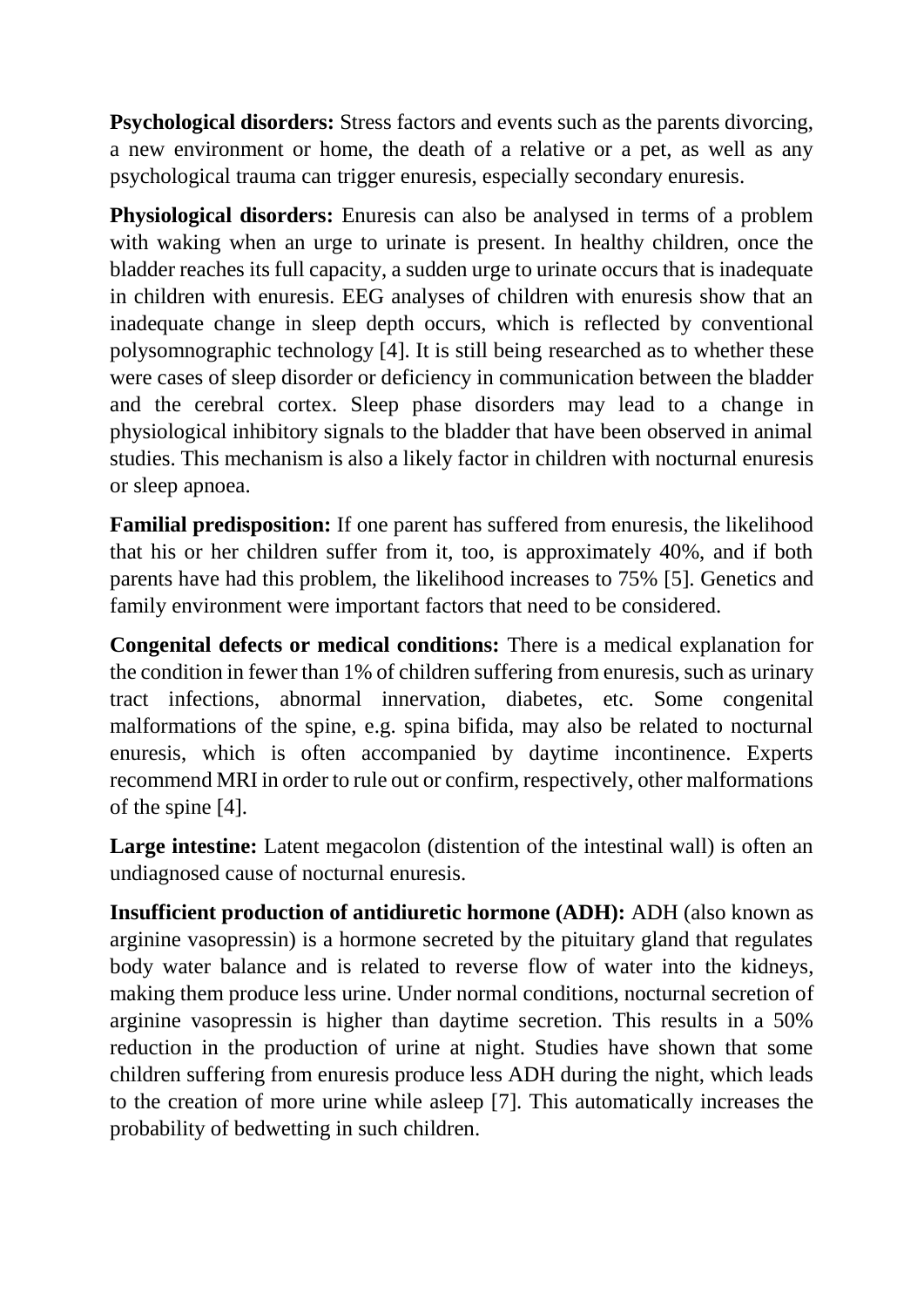**Psychological disorders:** Stress factors and events such as the parents divorcing, a new environment or home, the death of a relative or a pet, as well as any psychological trauma can trigger enuresis, especially secondary enuresis.

**Physiological disorders:** Enuresis can also be analysed in terms of a problem with waking when an urge to urinate is present. In healthy children, once the bladder reaches its full capacity, a sudden urge to urinate occurs that is inadequate in children with enuresis. EEG analyses of children with enuresis show that an inadequate change in sleep depth occurs, which is reflected by conventional polysomnographic technology [4]. It is still being researched as to whether these were cases of sleep disorder or deficiency in communication between the bladder and the cerebral cortex. Sleep phase disorders may lead to a change in physiological inhibitory signals to the bladder that have been observed in animal studies. This mechanism is also a likely factor in children with nocturnal enuresis or sleep apnoea.

**Familial predisposition:** If one parent has suffered from enuresis, the likelihood that his or her children suffer from it, too, is approximately 40%, and if both parents have had this problem, the likelihood increases to 75% [5]. Genetics and family environment were important factors that need to be considered.

**Congenital defects or medical conditions:** There is a medical explanation for the condition in fewer than 1% of children suffering from enuresis, such as urinary tract infections, abnormal innervation, diabetes, etc. Some congenital malformations of the spine, e.g. spina bifida, may also be related to nocturnal enuresis, which is often accompanied by daytime incontinence. Experts recommend MRI in order to rule out or confirm, respectively, other malformations of the spine [4].

**Large intestine:** Latent megacolon (distention of the intestinal wall) is often an undiagnosed cause of nocturnal enuresis.

**Insufficient production of antidiuretic hormone (ADH):** ADH (also known as arginine vasopressin) is a hormone secreted by the pituitary gland that regulates body water balance and is related to reverse flow of water into the kidneys, making them produce less urine. Under normal conditions, nocturnal secretion of arginine vasopressin is higher than daytime secretion. This results in a 50% reduction in the production of urine at night. Studies have shown that some children suffering from enuresis produce less ADH during the night, which leads to the creation of more urine while asleep [7]. This automatically increases the probability of bedwetting in such children.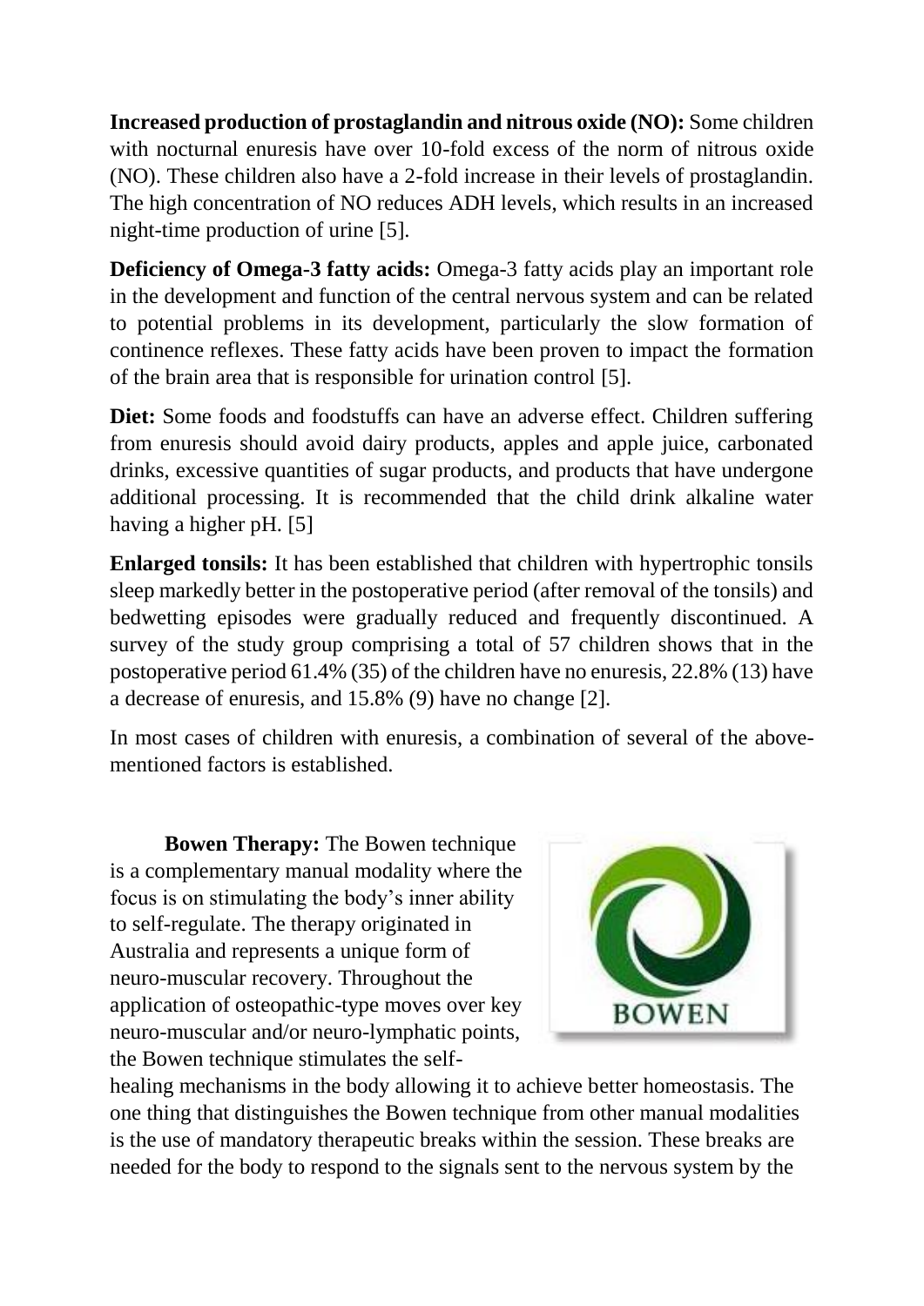**Increased production of prostaglandin and nitrous oxide (NO):** Some children with nocturnal enuresis have over 10-fold excess of the norm of nitrous oxide (NO). These children also have a 2-fold increase in their levels of prostaglandin. The high concentration of NO reduces ADH levels, which results in an increased night-time production of urine [5].

**Deficiency of Omega-3 fatty acids:** Omega-3 fatty acids play an important role in the development and function of the central nervous system and can be related to potential problems in its development, particularly the slow formation of continence reflexes. These fatty acids have been proven to impact the formation of the brain area that is responsible for urination control [5].

**Diet:** Some foods and foodstuffs can have an adverse effect. Children suffering from enuresis should avoid dairy products, apples and apple juice, carbonated drinks, excessive quantities of sugar products, and products that have undergone additional processing. It is recommended that the child drink alkaline water having a higher pH. [5]

**Enlarged tonsils:** It has been established that children with hypertrophic tonsils sleep markedly better in the postoperative period (after removal of the tonsils) and bedwetting episodes were gradually reduced and frequently discontinued. A survey of the study group comprising a total of 57 children shows that in the postoperative period 61.4% (35) of the children have no enuresis, 22.8% (13) have a decrease of enuresis, and 15.8% (9) have no change [2].

In most cases of children with enuresis, a combination of several of the above-mentioned factors is established.

**Bowen Therapy:** The Bowen technique is a complementary manual modality where the focus is on stimulating the body's inner ability to self-regulate. The therapy originated in Australia and represents a unique form of neuro-muscular recovery. Throughout the application of osteopathic-type moves over key neuro-muscular and/or neuro-lymphatic points, the Bowen technique stimulates the self-healing mechanisms in the body allowing it to achieve better homeostasis. The one thing that distinguishes the Bowen technique from other manual modalities is the use of mandatory therapeutic breaks within the session. These breaks are needed for the body to respond to the signals sent to the nervous system by the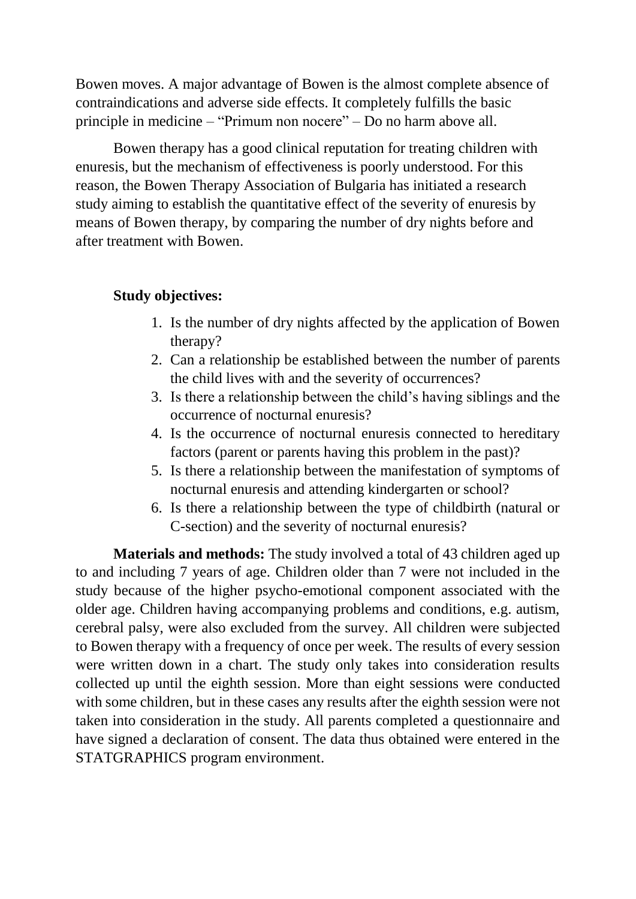Bowen moves. A major advantage of Bowen is the almost complete absence of contraindications and adverse side effects. It completely fulfills the basic principle in medicine – "Primum non nocere" – Do no harm above all.

Bowen therapy has a good clinical reputation for treating children with enuresis, but the mechanism of effectiveness is poorly understood. For this reason, the Bowen Therapy Association of Bulgaria has initiated a research study aiming to establish the quantitative effect of the severity of enuresis by means of Bowen therapy, by comparing the number of dry nights before and after treatment with Bowen.

**Study objectives:**

1. Is the number of dry nights affected by the application of Bowen therapy?
2. Can a relationship be established between the number of parents the child lives with and the severity of occurrences?
3. Is there a relationship between the child's having siblings and the occurrence of nocturnal enuresis?
4. Is the occurrence of nocturnal enuresis connected to hereditary factors (parent or parents having this problem in the past)?
5. Is there a relationship between the manifestation of symptoms of nocturnal enuresis and attending kindergarten or school?
6. Is there a relationship between the type of childbirth (natural or C-section) and the severity of nocturnal enuresis?

**Materials and methods:** The study involved a total of 43 children aged up to and including 7 years of age. Children older than 7 were not included in the study because of the higher psycho-emotional component associated with the older age. Children having accompanying problems and conditions, e.g. autism, cerebral palsy, were also excluded from the survey. All children were subjected to Bowen therapy with a frequency of once per week. The results of every session were written down in a chart. The study only takes into consideration results collected up until the eighth session. More than eight sessions were conducted with some children, but in these cases any results after the eighth session were not taken into consideration in the study. All parents completed a questionnaire and have signed a declaration of consent. The data thus obtained were entered in the STATGRAPHICS program environment.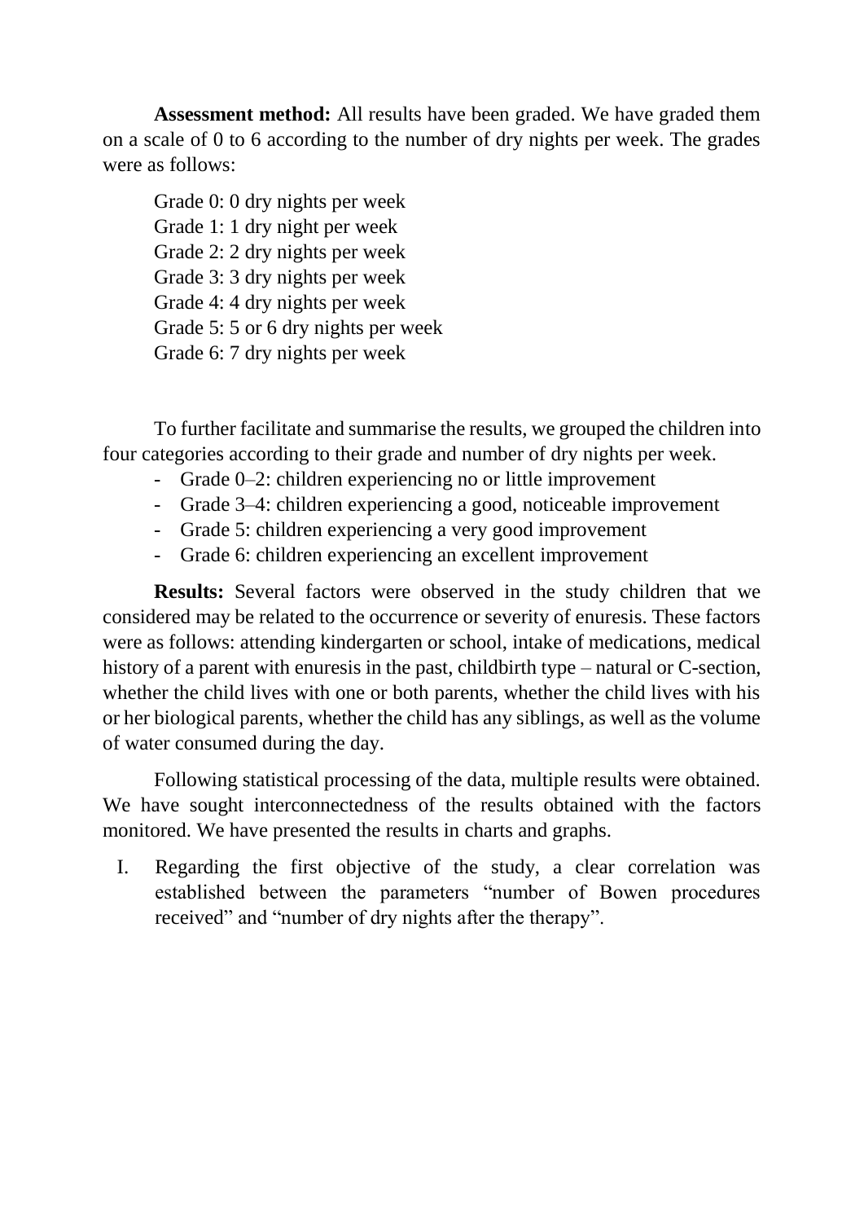**Assessment method:** All results have been graded. We have graded them on a scale of 0 to 6 according to the number of dry nights per week. The grades were as follows:

Grade 0: 0 dry nights per week
Grade 1: 1 dry night per week
Grade 2: 2 dry nights per week
Grade 3: 3 dry nights per week
Grade 4: 4 dry nights per week
Grade 5: 5 or 6 dry nights per week
Grade 6: 7 dry nights per week

To further facilitate and summarise the results, we grouped the children into four categories according to their grade and number of dry nights per week.

- Grade 0–2: children experiencing no or little improvement
- Grade 3–4: children experiencing a good, noticeable improvement
- Grade 5: children experiencing a very good improvement
- Grade 6: children experiencing an excellent improvement

**Results:** Several factors were observed in the study children that we considered may be related to the occurrence or severity of enuresis. These factors were as follows: attending kindergarten or school, intake of medications, medical history of a parent with enuresis in the past, childbirth type – natural or C-section, whether the child lives with one or both parents, whether the child lives with his or her biological parents, whether the child has any siblings, as well as the volume of water consumed during the day.

Following statistical processing of the data, multiple results were obtained. We have sought interconnectedness of the results obtained with the factors monitored. We have presented the results in charts and graphs.

I. Regarding the first objective of the study, a clear correlation was established between the parameters "number of Bowen procedures received" and "number of dry nights after the therapy".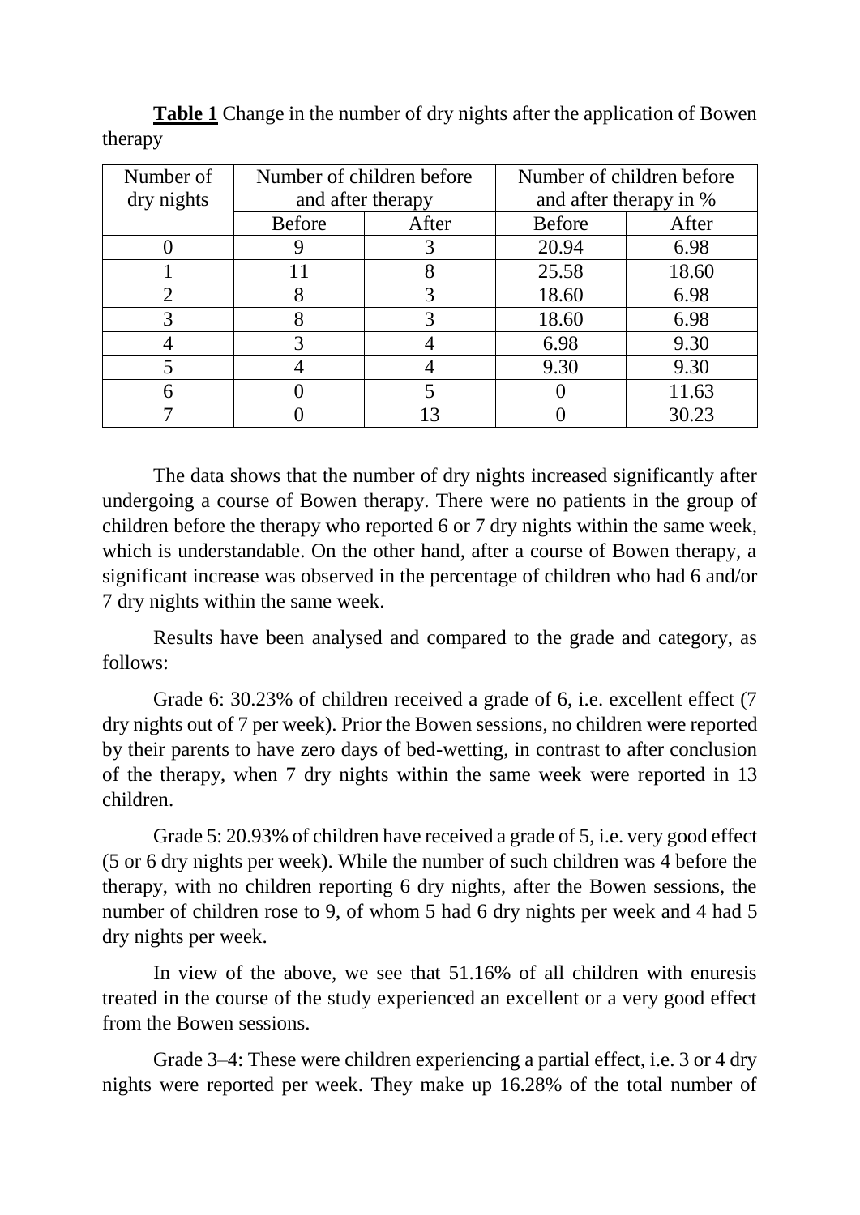**Table 1** Change in the number of dry nights after the application of Bowen therapy

| Number of dry nights | Number of children before and after therapy | | Number of children before and after therapy in % | |
|---|---|---|---|---|
| | Before | After | Before | After |
| 0 | 9 | 3 | 20.94 | 6.98 |
| 1 | 11 | 8 | 25.58 | 18.60 |
| 2 | 8 | 3 | 18.60 | 6.98 |
| 3 | 8 | 3 | 18.60 | 6.98 |
| 4 | 3 | 4 | 6.98 | 9.30 |
| 5 | 4 | 4 | 9.30 | 9.30 |
| 6 | 0 | 5 | 0 | 11.63 |
| 7 | 0 | 13 | 0 | 30.23 |

The data shows that the number of dry nights increased significantly after undergoing a course of Bowen therapy. There were no patients in the group of children before the therapy who reported 6 or 7 dry nights within the same week, which is understandable. On the other hand, after a course of Bowen therapy, a significant increase was observed in the percentage of children who had 6 and/or 7 dry nights within the same week.

Results have been analysed and compared to the grade and category, as follows:

Grade 6: 30.23% of children received a grade of 6, i.e. excellent effect (7 dry nights out of 7 per week). Prior the Bowen sessions, no children were reported by their parents to have zero days of bed-wetting, in contrast to after conclusion of the therapy, when 7 dry nights within the same week were reported in 13 children.

Grade 5: 20.93% of children have received a grade of 5, i.e. very good effect (5 or 6 dry nights per week). While the number of such children was 4 before the therapy, with no children reporting 6 dry nights, after the Bowen sessions, the number of children rose to 9, of whom 5 had 6 dry nights per week and 4 had 5 dry nights per week.

In view of the above, we see that 51.16% of all children with enuresis treated in the course of the study experienced an excellent or a very good effect from the Bowen sessions.

Grade 3–4: These were children experiencing a partial effect, i.e. 3 or 4 dry nights were reported per week. They make up 16.28% of the total number of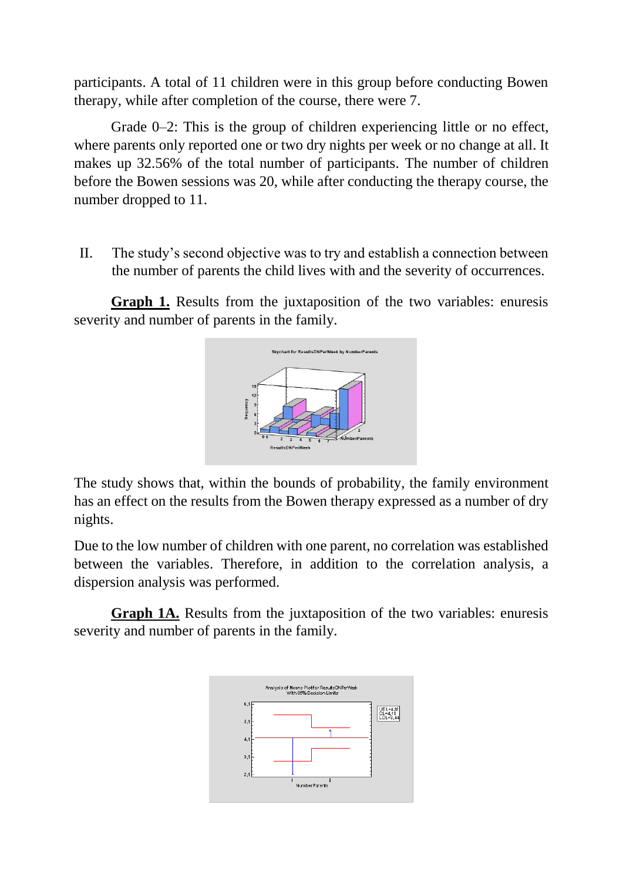participants. A total of 11 children were in this group before conducting Bowen therapy, while after completion of the course, there were 7.

Grade 0–2: This is the group of children experiencing little or no effect, where parents only reported one or two dry nights per week or no change at all. It makes up 32.56% of the total number of participants. The number of children before the Bowen sessions was 20, while after conducting the therapy course, the number dropped to 11.

II. The study's second objective was to try and establish a connection between the number of parents the child lives with and the severity of occurrences.

**Graph 1.** Results from the juxtaposition of the two variables: enuresis severity and number of parents in the family.

The study shows that, within the bounds of probability, the family environment has an effect on the results from the Bowen therapy expressed as a number of dry nights.

Due to the low number of children with one parent, no correlation was established between the variables. Therefore, in addition to the correlation analysis, a dispersion analysis was performed.

**Graph 1A.** Results from the juxtaposition of the two variables: enuresis severity and number of parents in the family.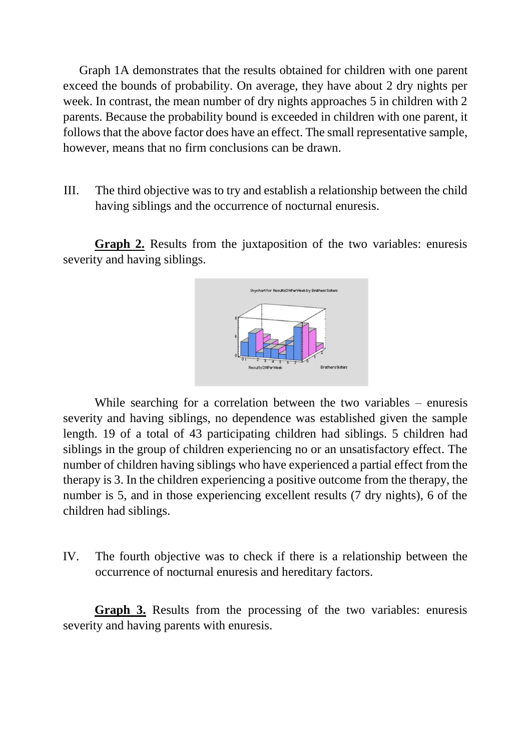Graph 1A demonstrates that the results obtained for children with one parent exceed the bounds of probability. On average, they have about 2 dry nights per week. In contrast, the mean number of dry nights approaches 5 in children with 2 parents. Because the probability bound is exceeded in children with one parent, it follows that the above factor does have an effect. The small representative sample, however, means that no firm conclusions can be drawn.

III. The third objective was to try and establish a relationship between the child having siblings and the occurrence of nocturnal enuresis.

**Graph 2.** Results from the juxtaposition of the two variables: enuresis severity and having siblings.

While searching for a correlation between the two variables – enuresis severity and having siblings, no dependence was established given the sample length. 19 of a total of 43 participating children had siblings. 5 children had siblings in the group of children experiencing no or an unsatisfactory effect. The number of children having siblings who have experienced a partial effect from the therapy is 3. In the children experiencing a positive outcome from the therapy, the number is 5, and in those experiencing excellent results (7 dry nights), 6 of the children had siblings.

IV. The fourth objective was to check if there is a relationship between the occurrence of nocturnal enuresis and hereditary factors.

**Graph 3.** Results from the processing of the two variables: enuresis severity and having parents with enuresis.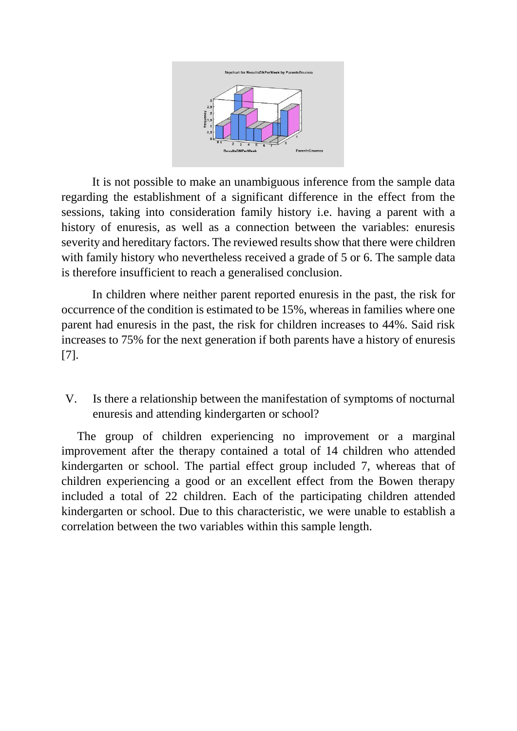It is not possible to make an unambiguous inference from the sample data regarding the establishment of a significant difference in the effect from the sessions, taking into consideration family history i.e. having a parent with a history of enuresis, as well as a connection between the variables: enuresis severity and hereditary factors. The reviewed results show that there were children with family history who nevertheless received a grade of 5 or 6. The sample data is therefore insufficient to reach a generalised conclusion.

In children where neither parent reported enuresis in the past, the risk for occurrence of the condition is estimated to be 15%, whereas in families where one parent had enuresis in the past, the risk for children increases to 44%. Said risk increases to 75% for the next generation if both parents have a history of enuresis [7].

V. Is there a relationship between the manifestation of symptoms of nocturnal enuresis and attending kindergarten or school?

The group of children experiencing no improvement or a marginal improvement after the therapy contained a total of 14 children who attended kindergarten or school. The partial effect group included 7, whereas that of children experiencing a good or an excellent effect from the Bowen therapy included a total of 22 children. Each of the participating children attended kindergarten or school. Due to this characteristic, we were unable to establish a correlation between the two variables within this sample length.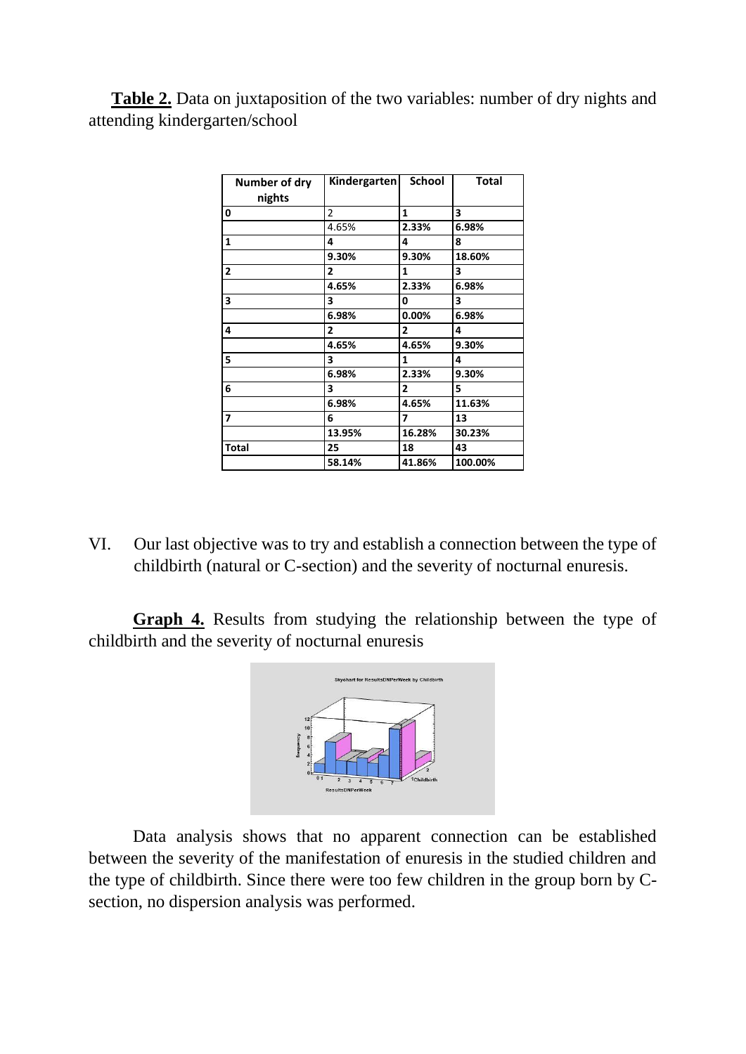**Table 2.** Data on juxtaposition of the two variables: number of dry nights and attending kindergarten/school

| Number of dry nights | Kindergarten | School | Total |
|---|---|---|---|
| 0 | 2 | 1 | 3 |
| | 4.65% | 2.33% | 6.98% |
| 1 | 4 | 4 | 8 |
| | 9.30% | 9.30% | 18.60% |
| 2 | 2 | 1 | 3 |
| | 4.65% | 2.33% | 6.98% |
| 3 | 3 | 0 | 3 |
| | 6.98% | 0.00% | 6.98% |
| 4 | 2 | 2 | 4 |
| | 4.65% | 4.65% | 9.30% |
| 5 | 3 | 1 | 4 |
| | 6.98% | 2.33% | 9.30% |
| 6 | 3 | 2 | 5 |
| | 6.98% | 4.65% | 11.63% |
| 7 | 6 | 7 | 13 |
| | 13.95% | 16.28% | 30.23% |
| Total | 25 | 18 | 43 |
| | 58.14% | 41.86% | 100.00% |

VI. Our last objective was to try and establish a connection between the type of childbirth (natural or C-section) and the severity of nocturnal enuresis.

**Graph 4.** Results from studying the relationship between the type of childbirth and the severity of nocturnal enuresis

Data analysis shows that no apparent connection can be established between the severity of the manifestation of enuresis in the studied children and the type of childbirth. Since there were too few children in the group born by C-section, no dispersion analysis was performed.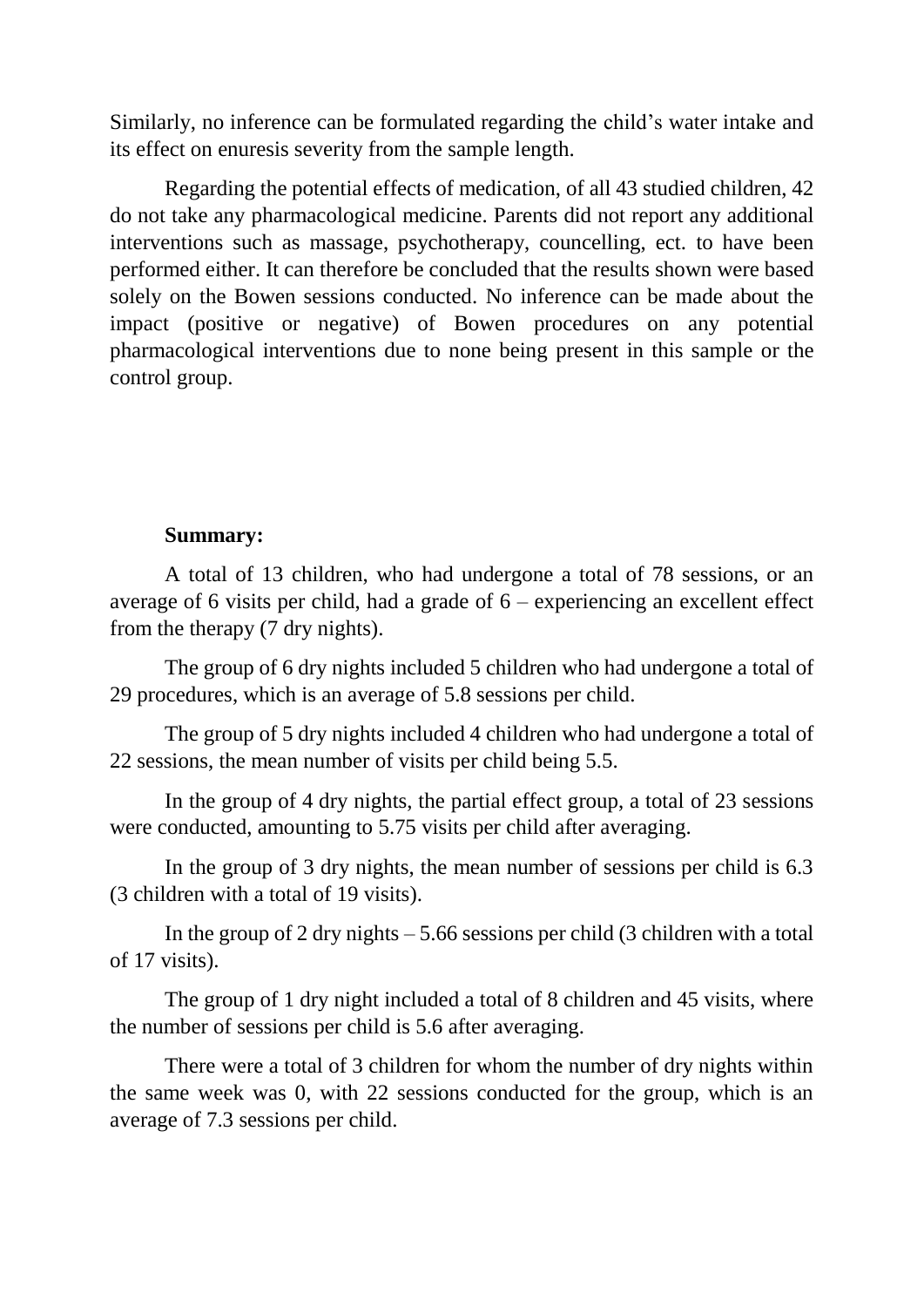Similarly, no inference can be formulated regarding the child's water intake and its effect on enuresis severity from the sample length.

Regarding the potential effects of medication, of all 43 studied children, 42 do not take any pharmacological medicine. Parents did not report any additional interventions such as massage, psychotherapy, councelling, ect. to have been performed either. It can therefore be concluded that the results shown were based solely on the Bowen sessions conducted. No inference can be made about the impact (positive or negative) of Bowen procedures on any potential pharmacological interventions due to none being present in this sample or the control group.

**Summary:**

A total of 13 children, who had undergone a total of 78 sessions, or an average of 6 visits per child, had a grade of 6 – experiencing an excellent effect from the therapy (7 dry nights).

The group of 6 dry nights included 5 children who had undergone a total of 29 procedures, which is an average of 5.8 sessions per child.

The group of 5 dry nights included 4 children who had undergone a total of 22 sessions, the mean number of visits per child being 5.5.

In the group of 4 dry nights, the partial effect group, a total of 23 sessions were conducted, amounting to 5.75 visits per child after averaging.

In the group of 3 dry nights, the mean number of sessions per child is 6.3 (3 children with a total of 19 visits).

In the group of 2 dry nights – 5.66 sessions per child (3 children with a total of 17 visits).

The group of 1 dry night included a total of 8 children and 45 visits, where the number of sessions per child is 5.6 after averaging.

There were a total of 3 children for whom the number of dry nights within the same week was 0, with 22 sessions conducted for the group, which is an average of 7.3 sessions per child.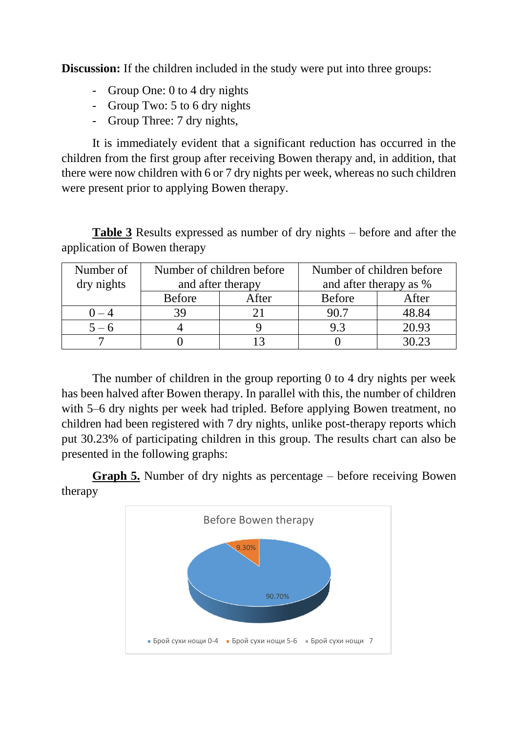**Discussion:** If the children included in the study were put into three groups:

- Group One: 0 to 4 dry nights
- Group Two: 5 to 6 dry nights
- Group Three: 7 dry nights,

It is immediately evident that a significant reduction has occurred in the children from the first group after receiving Bowen therapy and, in addition, that there were now children with 6 or 7 dry nights per week, whereas no such children were present prior to applying Bowen therapy.

**Table 3** Results expressed as number of dry nights – before and after the application of Bowen therapy

| Number of dry nights | Number of children before and after therapy | | Number of children before and after therapy as % | |
|---|---|---|---|---|
| | Before | After | Before | After |
| 0 – 4 | 39 | 21 | 90.7 | 48.84 |
| 5 – 6 | 4 | 9 | 9.3 | 20.93 |
| 7 | 0 | 13 | 0 | 30.23 |

The number of children in the group reporting 0 to 4 dry nights per week has been halved after Bowen therapy. In parallel with this, the number of children with 5–6 dry nights per week had tripled. Before applying Bowen treatment, no children had been registered with 7 dry nights, unlike post-therapy reports which put 30.23% of participating children in this group. The results chart can also be presented in the following graphs:

**Graph 5.** Number of dry nights as percentage – before receiving Bowen therapy

Before Bowen therapy

9.30%

90.70%

■ Брой сухи нощи 0-4 ■ Брой сухи нощи 5-6 ■ Брой сухи нощи 7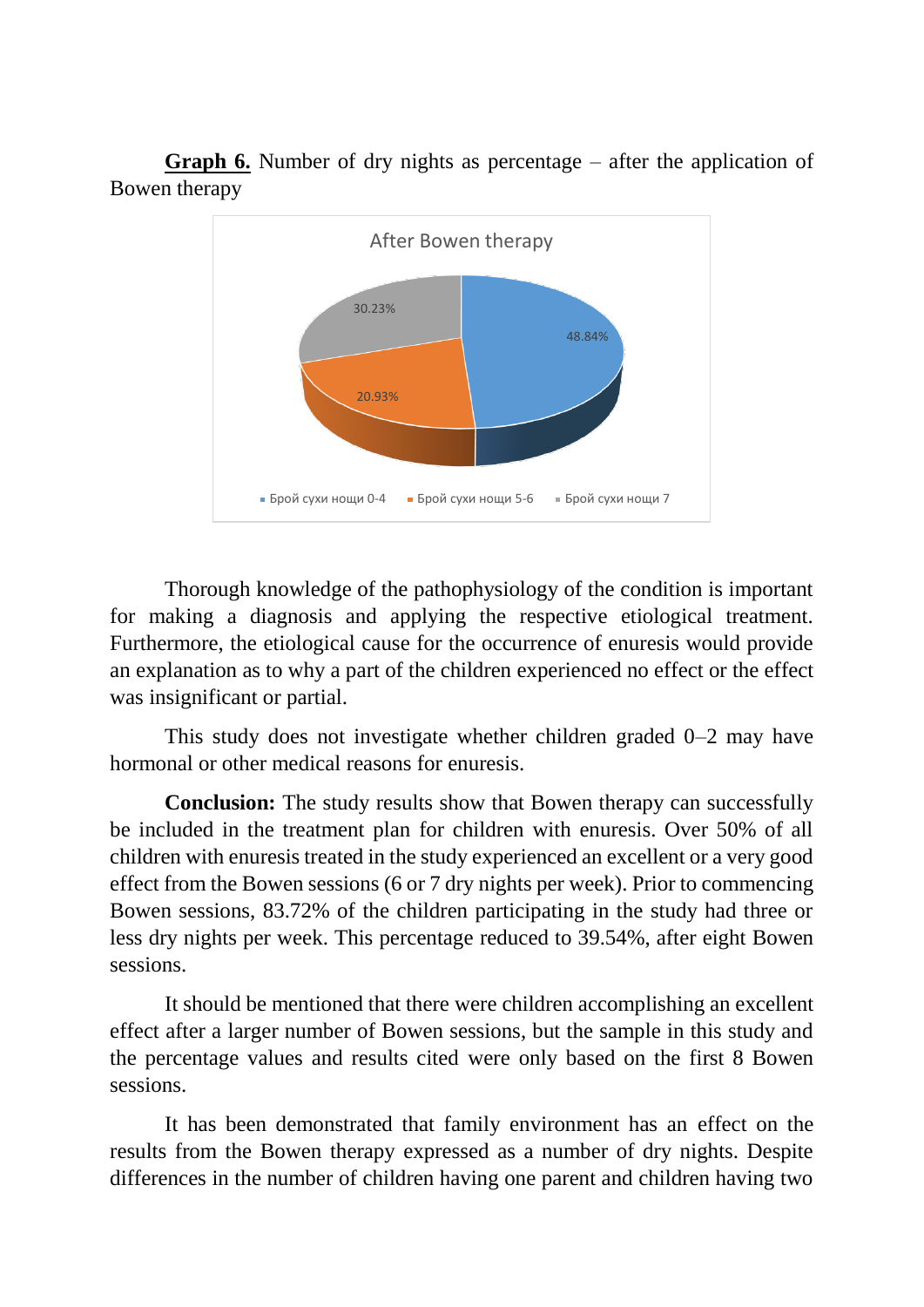**Graph 6.** Number of dry nights as percentage – after the application of Bowen therapy

After Bowen therapy

30.23%

48.84%

20.93%

Брой сухи нощи 0-4 · Брой сухи нощи 5-6 · Брой сухи нощи 7

Thorough knowledge of the pathophysiology of the condition is important for making a diagnosis and applying the respective etiological treatment. Furthermore, the etiological cause for the occurrence of enuresis would provide an explanation as to why a part of the children experienced no effect or the effect was insignificant or partial.

This study does not investigate whether children graded 0–2 may have hormonal or other medical reasons for enuresis.

**Conclusion:** The study results show that Bowen therapy can successfully be included in the treatment plan for children with enuresis. Over 50% of all children with enuresis treated in the study experienced an excellent or a very good effect from the Bowen sessions (6 or 7 dry nights per week). Prior to commencing Bowen sessions, 83.72% of the children participating in the study had three or less dry nights per week. This percentage reduced to 39.54%, after eight Bowen sessions.

It should be mentioned that there were children accomplishing an excellent effect after a larger number of Bowen sessions, but the sample in this study and the percentage values and results cited were only based on the first 8 Bowen sessions.

It has been demonstrated that family environment has an effect on the results from the Bowen therapy expressed as a number of dry nights. Despite differences in the number of children having one parent and children having two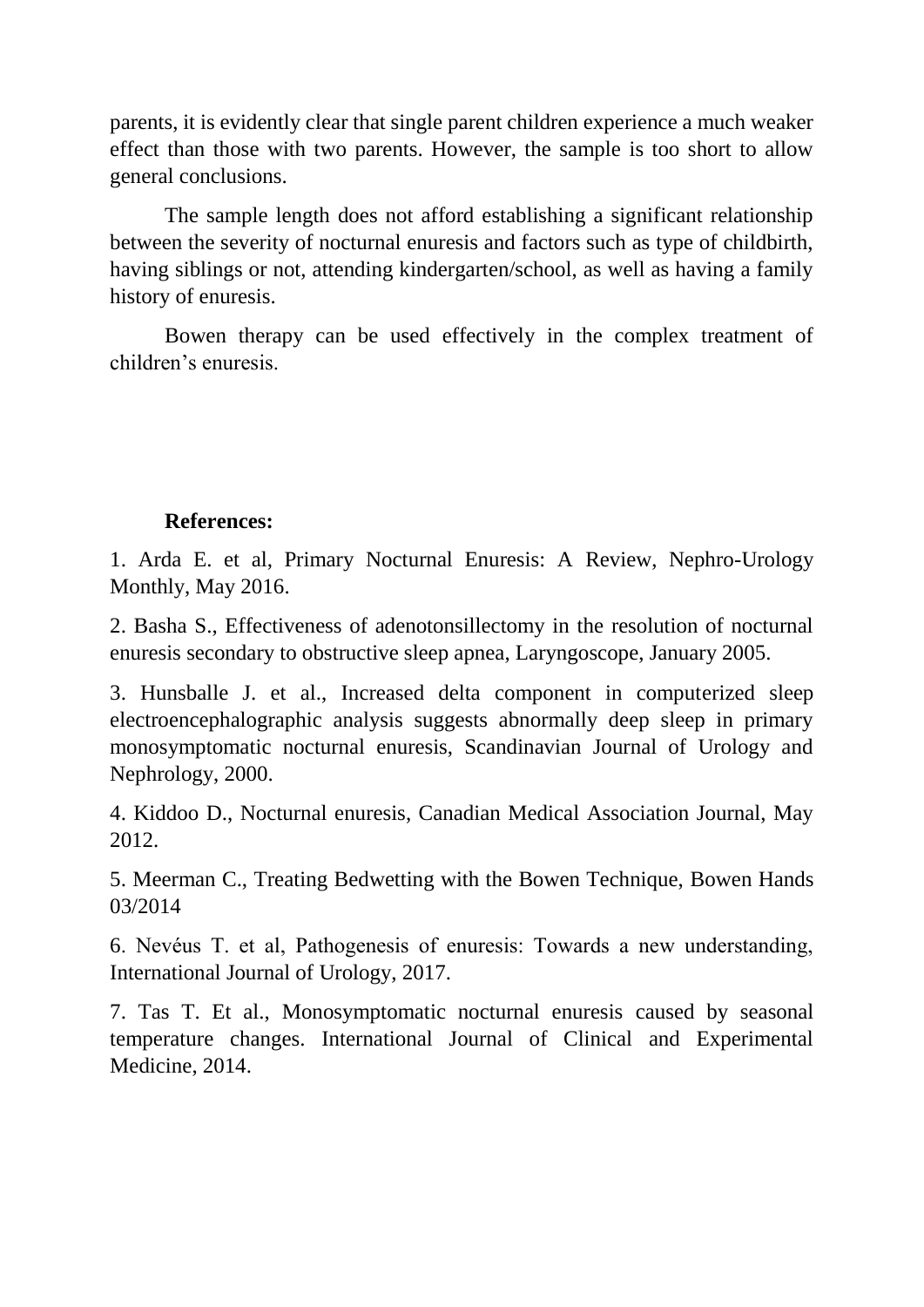parents, it is evidently clear that single parent children experience a much weaker effect than those with two parents. However, the sample is too short to allow general conclusions.

The sample length does not afford establishing a significant relationship between the severity of nocturnal enuresis and factors such as type of childbirth, having siblings or not, attending kindergarten/school, as well as having a family history of enuresis.

Bowen therapy can be used effectively in the complex treatment of children's enuresis.

**References:**

1. Arda E. et al, Primary Nocturnal Enuresis: A Review, Nephro-Urology Monthly, May 2016.

2. Basha S., Effectiveness of adenotonsillectomy in the resolution of nocturnal enuresis secondary to obstructive sleep apnea, Laryngoscope, January 2005.

3. Hunsballe J. et al., Increased delta component in computerized sleep electroencephalographic analysis suggests abnormally deep sleep in primary monosymptomatic nocturnal enuresis, Scandinavian Journal of Urology and Nephrology, 2000.

4. Kiddoo D., Nocturnal enuresis, Canadian Medical Association Journal, May 2012.

5. Meerman C., Treating Bedwetting with the Bowen Technique, Bowen Hands 03/2014

6. Nevéus T. et al, Pathogenesis of enuresis: Towards a new understanding, International Journal of Urology, 2017.

7. Tas T. Et al., Monosymptomatic nocturnal enuresis caused by seasonal temperature changes. International Journal of Clinical and Experimental Medicine, 2014.